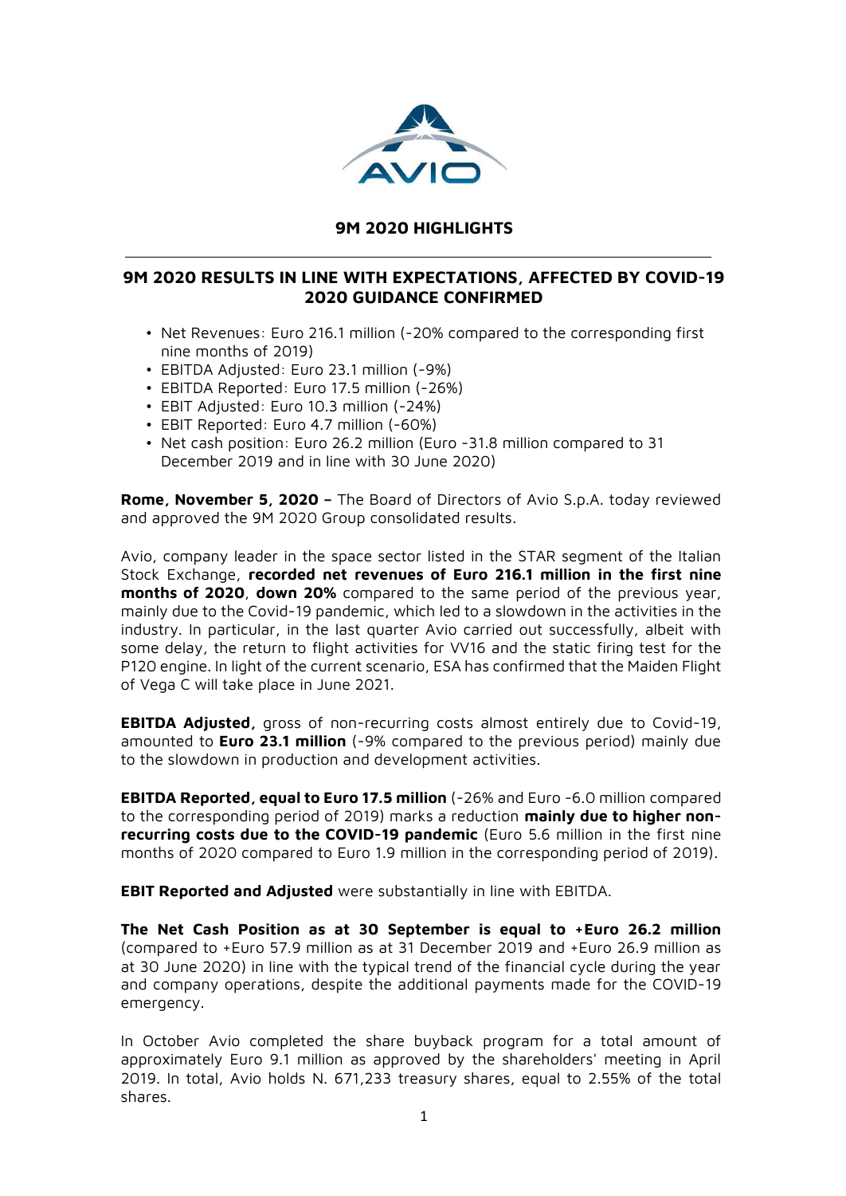# 9M 2020 HIGHLIGHTS

## 9M 2020 RESULTS IN LINE WITH EXPECTATIONS, AFFECTED BY COVID-19
## 2020 GUIDANCE CONFIRMED

- Net Revenues: Euro 216.1 million (-20% compared to the corresponding first nine months of 2019)
- EBITDA Adjusted: Euro 23.1 million (-9%)
- EBITDA Reported: Euro 17.5 million (-26%)
- EBIT Adjusted: Euro 10.3 million (-24%)
- EBIT Reported: Euro 4.7 million (-60%)
- Net cash position: Euro 26.2 million (Euro -31.8 million compared to 31 December 2019 and in line with 30 June 2020)

**Rome, November 5, 2020 –** The Board of Directors of Avio S.p.A. today reviewed and approved the 9M 2020 Group consolidated results.

Avio, company leader in the space sector listed in the STAR segment of the Italian Stock Exchange, **recorded net revenues of Euro 216.1 million in the first nine months of 2020**, **down 20%** compared to the same period of the previous year, mainly due to the Covid-19 pandemic, which led to a slowdown in the activities in the industry. In particular, in the last quarter Avio carried out successfully, albeit with some delay, the return to flight activities for VV16 and the static firing test for the P120 engine. In light of the current scenario, ESA has confirmed that the Maiden Flight of Vega C will take place in June 2021.

**EBITDA Adjusted,** gross of non-recurring costs almost entirely due to Covid-19, amounted to **Euro 23.1 million** (-9% compared to the previous period) mainly due to the slowdown in production and development activities.

**EBITDA Reported, equal to Euro 17.5 million** (-26% and Euro -6.0 million compared to the corresponding period of 2019) marks a reduction **mainly due to higher non-recurring costs due to the COVID-19 pandemic** (Euro 5.6 million in the first nine months of 2020 compared to Euro 1.9 million in the corresponding period of 2019).

**EBIT Reported and Adjusted** were substantially in line with EBITDA.

**The Net Cash Position as at 30 September is equal to +Euro 26.2 million** (compared to +Euro 57.9 million as at 31 December 2019 and +Euro 26.9 million as at 30 June 2020) in line with the typical trend of the financial cycle during the year and company operations, despite the additional payments made for the COVID-19 emergency.

In October Avio completed the share buyback program for a total amount of approximately Euro 9.1 million as approved by the shareholders' meeting in April 2019. In total, Avio holds N. 671,233 treasury shares, equal to 2.55% of the total shares.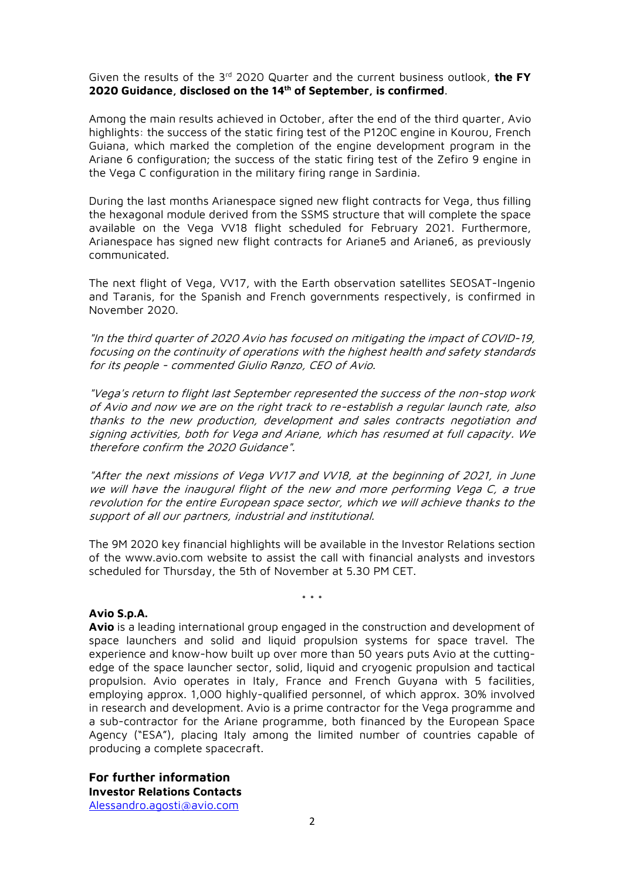Given the results of the 3rd 2020 Quarter and the current business outlook, **the FY 2020 Guidance, disclosed on the 14th of September, is confirmed**.

Among the main results achieved in October, after the end of the third quarter, Avio highlights: the success of the static firing test of the P120C engine in Kourou, French Guiana, which marked the completion of the engine development program in the Ariane 6 configuration; the success of the static firing test of the Zefiro 9 engine in the Vega C configuration in the military firing range in Sardinia.

During the last months Arianespace signed new flight contracts for Vega, thus filling the hexagonal module derived from the SSMS structure that will complete the space available on the Vega VV18 flight scheduled for February 2021. Furthermore, Arianespace has signed new flight contracts for Ariane5 and Ariane6, as previously communicated.

The next flight of Vega, VV17, with the Earth observation satellites SEOSAT-Ingenio and Taranis, for the Spanish and French governments respectively, is confirmed in November 2020.

*"In the third quarter of 2020 Avio has focused on mitigating the impact of COVID-19, focusing on the continuity of operations with the highest health and safety standards for its people - commented Giulio Ranzo, CEO of Avio.*

*"Vega's return to flight last September represented the success of the non-stop work of Avio and now we are on the right track to re-establish a regular launch rate, also thanks to the new production, development and sales contracts negotiation and signing activities, both for Vega and Ariane, which has resumed at full capacity. We therefore confirm the 2020 Guidance".*

*"After the next missions of Vega VV17 and VV18, at the beginning of 2021, in June we will have the inaugural flight of the new and more performing Vega C, a true revolution for the entire European space sector, which we will achieve thanks to the support of all our partners, industrial and institutional.*

The 9M 2020 key financial highlights will be available in the Investor Relations section of the www.avio.com website to assist the call with financial analysts and investors scheduled for Thursday, the 5th of November at 5.30 PM CET.

\* \* \*

**Avio S.p.A.**

**Avio** is a leading international group engaged in the construction and development of space launchers and solid and liquid propulsion systems for space travel. The experience and know-how built up over more than 50 years puts Avio at the cutting-edge of the space launcher sector, solid, liquid and cryogenic propulsion and tactical propulsion. Avio operates in Italy, France and French Guyana with 5 facilities, employing approx. 1,000 highly-qualified personnel, of which approx. 30% involved in research and development. Avio is a prime contractor for the Vega programme and a sub-contractor for the Ariane programme, both financed by the European Space Agency ("ESA"), placing Italy among the limited number of countries capable of producing a complete spacecraft.

## For further information

**Investor Relations Contacts**

Alessandro.agosti@avio.com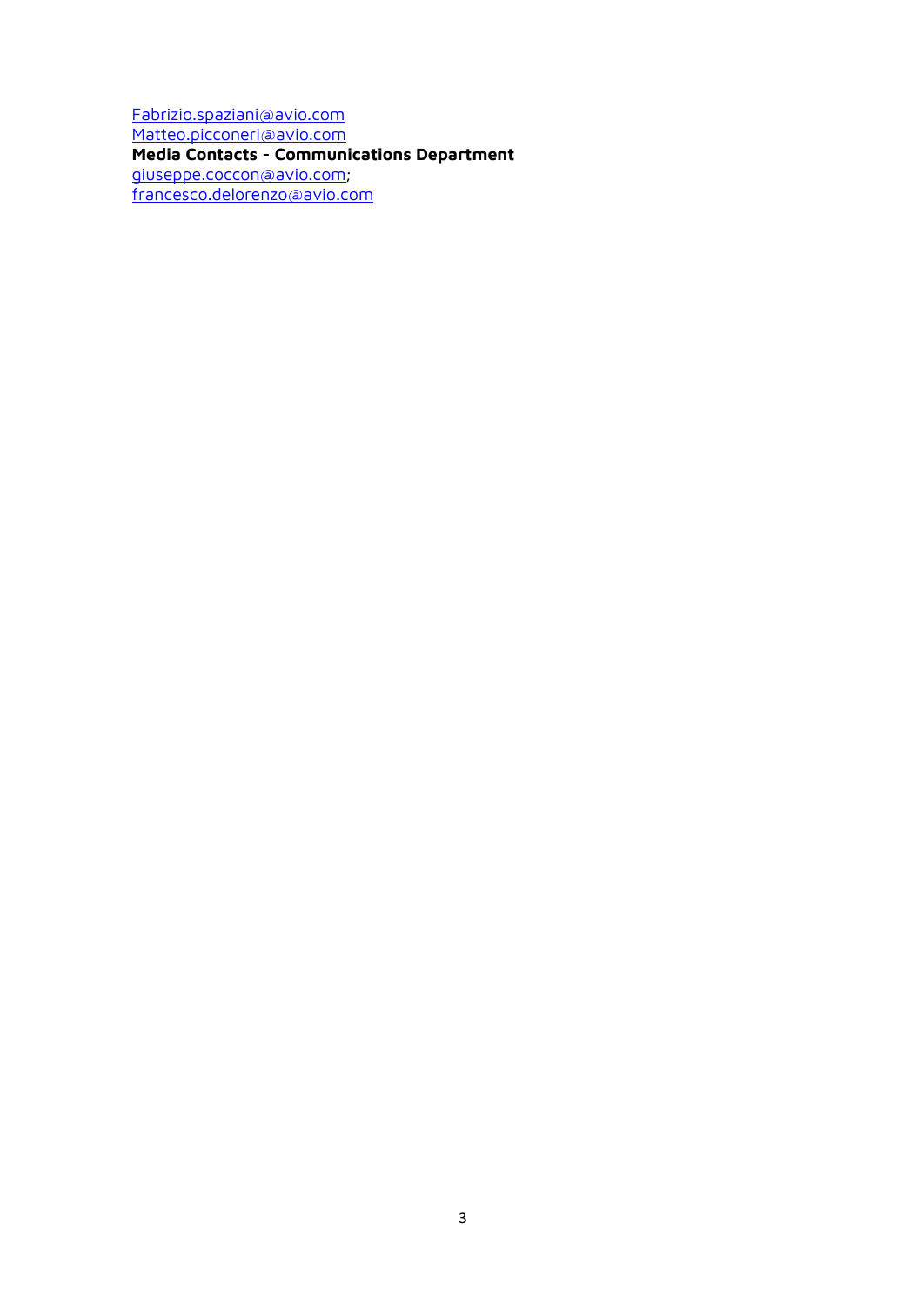Fabrizio.spaziani@avio.com
Matteo.picconeri@avio.com
**Media Contacts - Communications Department**
giuseppe.coccon@avio.com;
francesco.delorenzo@avio.com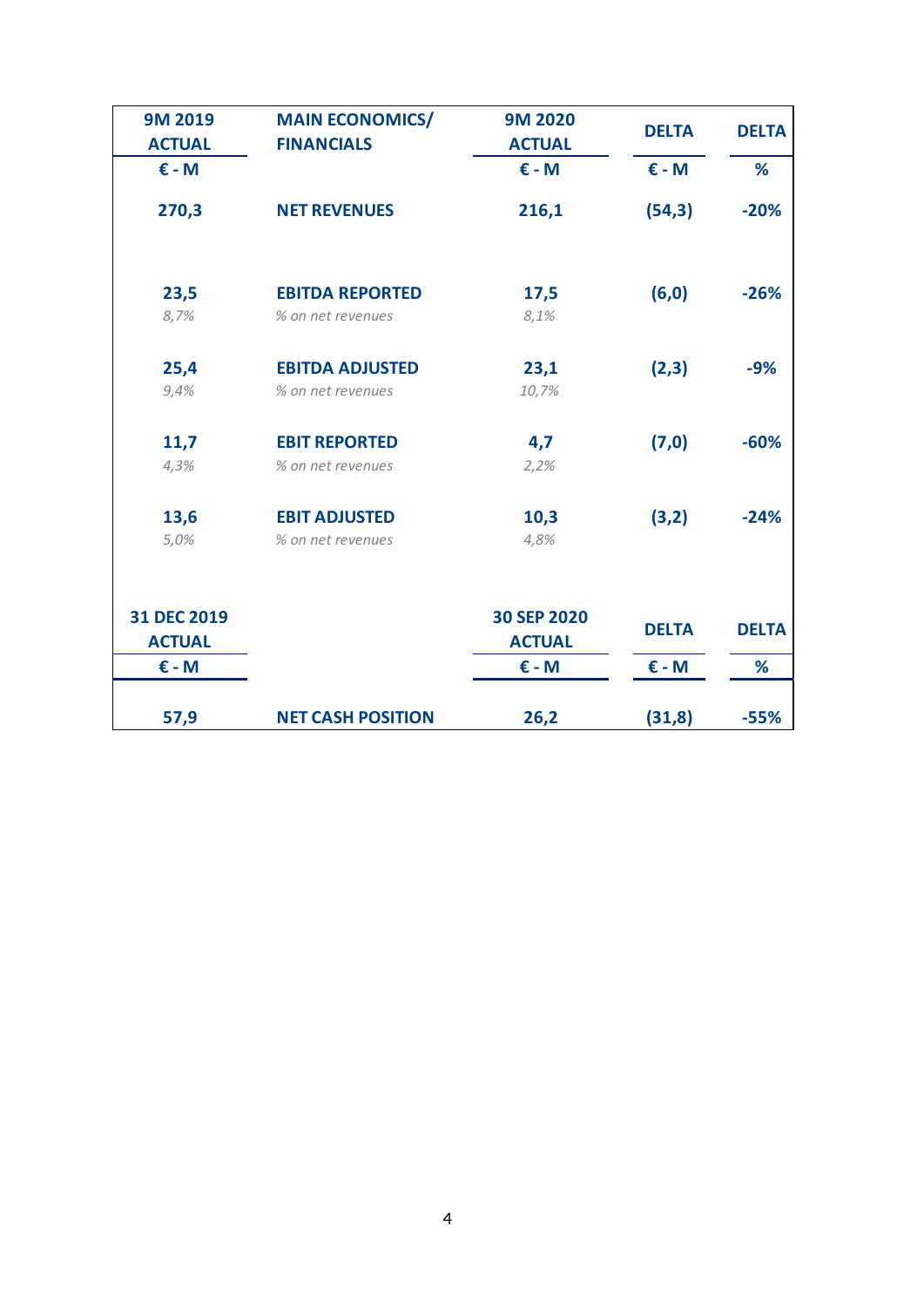| 9M 2019 ACTUAL | MAIN ECONOMICS/ FINANCIALS | 9M 2020 ACTUAL | DELTA | DELTA |
|---|---|---|---|---|
| **€ - M** | | **€ - M** | **€ - M** | **%** |
| **270,3** | **NET REVENUES** | **216,1** | **(54,3)** | **-20%** |
| **23,5** | **EBITDA REPORTED** | **17,5** | **(6,0)** | **-26%** |
| *8,7%* | *% on net revenues* | *8,1%* | | |
| **25,4** | **EBITDA ADJUSTED** | **23,1** | **(2,3)** | **-9%** |
| *9,4%* | *% on net revenues* | *10,7%* | | |
| **11,7** | **EBIT REPORTED** | **4,7** | **(7,0)** | **-60%** |
| *4,3%* | *% on net revenues* | *2,2%* | | |
| **13,6** | **EBIT ADJUSTED** | **10,3** | **(3,2)** | **-24%** |
| *5,0%* | *% on net revenues* | *4,8%* | | |

| 31 DEC 2019 ACTUAL | | 30 SEP 2020 ACTUAL | DELTA | DELTA |
|---|---|---|---|---|
| **€ - M** | | **€ - M** | **€ - M** | **%** |
| **57,9** | **NET CASH POSITION** | **26,2** | **(31,8)** | **-55%** |